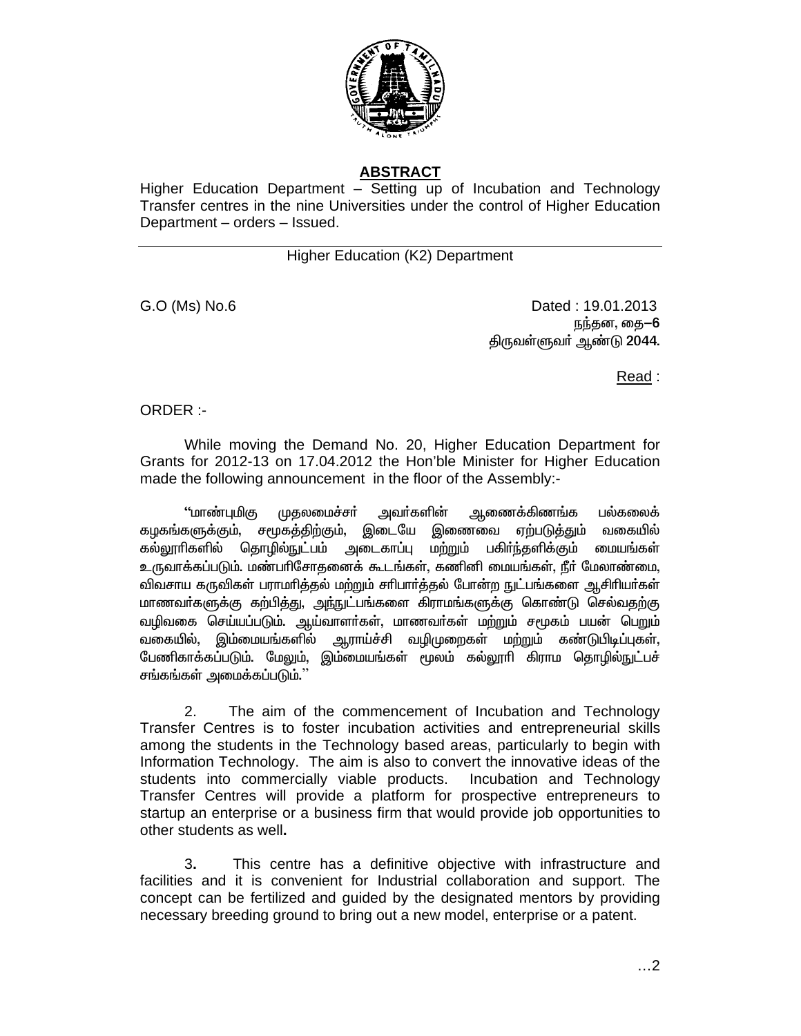## ABSTRACT

Higher Education Department – Setting up of Incubation and Technology Transfer centres in the nine Universities under the control of Higher Education Department – orders – Issued.

---

Higher Education (K2) Department

G.O (Ms) No.6 &nbsp;&nbsp;&nbsp;&nbsp;&nbsp;&nbsp;&nbsp;&nbsp;&nbsp;&nbsp;&nbsp;&nbsp;&nbsp;&nbsp;&nbsp;&nbsp;&nbsp;&nbsp;&nbsp;&nbsp;&nbsp;&nbsp;&nbsp;&nbsp;&nbsp;&nbsp;&nbsp;&nbsp;&nbsp;&nbsp; Dated : 19.01.2013
நந்தன, தை–6
திருவள்ளுவர் ஆண்டு 2044.

Read :

ORDER :-

While moving the Demand No. 20, Higher Education Department for Grants for 2012-13 on 17.04.2012 the Hon'ble Minister for Higher Education made the following announcement in the floor of the Assembly:-

"மாண்புமிகு முதலமைச்சர் அவர்களின் ஆணைக்கிணங்க பல்கலைக் கழகங்களுக்கும், சமூகத்திற்கும், இடையே இணைவை ஏற்படுத்தும் வகையில் கல்லூரிகளில் தொழில்நுட்பம் அடைகாப்பு மற்றும் பகிர்ந்தளிக்கும் மையங்கள் உருவாக்கப்படும். மண்பரிசோதனைக் கூடங்கள், கணினி மையங்கள், நீர் மேலாண்மை, விவசாய கருவிகள் பராமரித்தல் மற்றும் சரிபார்த்தல் போன்ற நுட்பங்களை ஆசிரியர்கள் மாணவர்களுக்கு கற்பித்து, அந்நுட்பங்களை கிராமங்களுக்கு கொண்டு செல்வதற்கு வழிவகை செய்யப்படும். ஆய்வாளர்கள், மாணவர்கள் மற்றும் சமூகம் பயன் பெறும் வகையில், இம்மையங்களில் ஆராய்ச்சி வழிமுறைகள் மற்றும் கண்டுபிடிப்புகள், பேணிகாக்கப்படும். மேலும், இம்மையங்கள் மூலம் கல்லூரி கிராம தொழில்நுட்பச் சங்கங்கள் அமைக்கப்படும்."

2. The aim of the commencement of Incubation and Technology Transfer Centres is to foster incubation activities and entrepreneurial skills among the students in the Technology based areas, particularly to begin with Information Technology. The aim is also to convert the innovative ideas of the students into commercially viable products. Incubation and Technology Transfer Centres will provide a platform for prospective entrepreneurs to startup an enterprise or a business firm that would provide job opportunities to other students as well.

3. This centre has a definitive objective with infrastructure and facilities and it is convenient for Industrial collaboration and support. The concept can be fertilized and guided by the designated mentors by providing necessary breeding ground to bring out a new model, enterprise or a patent.

…2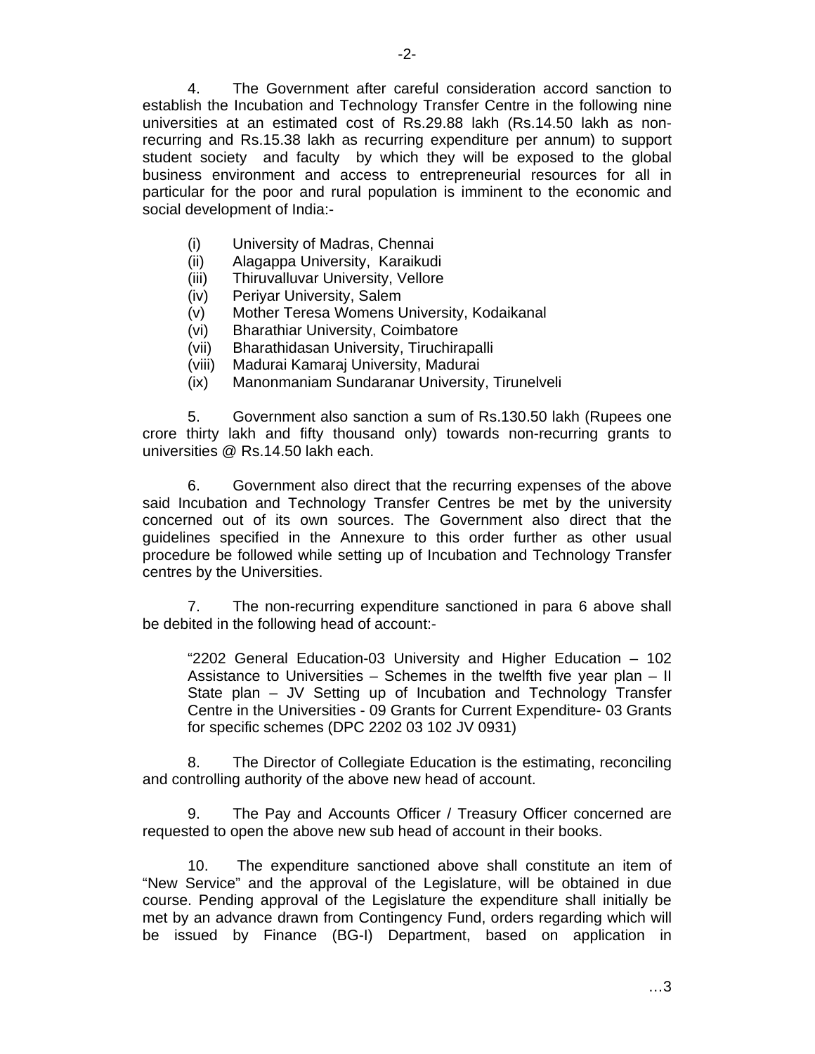4. The Government after careful consideration accord sanction to establish the Incubation and Technology Transfer Centre in the following nine universities at an estimated cost of Rs.29.88 lakh (Rs.14.50 lakh as non-recurring and Rs.15.38 lakh as recurring expenditure per annum) to support student society and faculty by which they will be exposed to the global business environment and access to entrepreneurial resources for all in particular for the poor and rural population is imminent to the economic and social development of India:-

(i) University of Madras, Chennai
(ii) Alagappa University, Karaikudi
(iii) Thiruvalluvar University, Vellore
(iv) Periyar University, Salem
(v) Mother Teresa Womens University, Kodaikanal
(vi) Bharathiar University, Coimbatore
(vii) Bharathidasan University, Tiruchirapalli
(viii) Madurai Kamaraj University, Madurai
(ix) Manonmaniam Sundaranar University, Tirunelveli

5. Government also sanction a sum of Rs.130.50 lakh (Rupees one crore thirty lakh and fifty thousand only) towards non-recurring grants to universities @ Rs.14.50 lakh each.

6. Government also direct that the recurring expenses of the above said Incubation and Technology Transfer Centres be met by the university concerned out of its own sources. The Government also direct that the guidelines specified in the Annexure to this order further as other usual procedure be followed while setting up of Incubation and Technology Transfer centres by the Universities.

7. The non-recurring expenditure sanctioned in para 6 above shall be debited in the following head of account:-

> "2202 General Education-03 University and Higher Education – 102 Assistance to Universities – Schemes in the twelfth five year plan – II State plan – JV Setting up of Incubation and Technology Transfer Centre in the Universities - 09 Grants for Current Expenditure- 03 Grants for specific schemes (DPC 2202 03 102 JV 0931)

8. The Director of Collegiate Education is the estimating, reconciling and controlling authority of the above new head of account.

9. The Pay and Accounts Officer / Treasury Officer concerned are requested to open the above new sub head of account in their books.

10. The expenditure sanctioned above shall constitute an item of "New Service" and the approval of the Legislature, will be obtained in due course. Pending approval of the Legislature the expenditure shall initially be met by an advance drawn from Contingency Fund, orders regarding which will be issued by Finance (BG-I) Department, based on application in

…3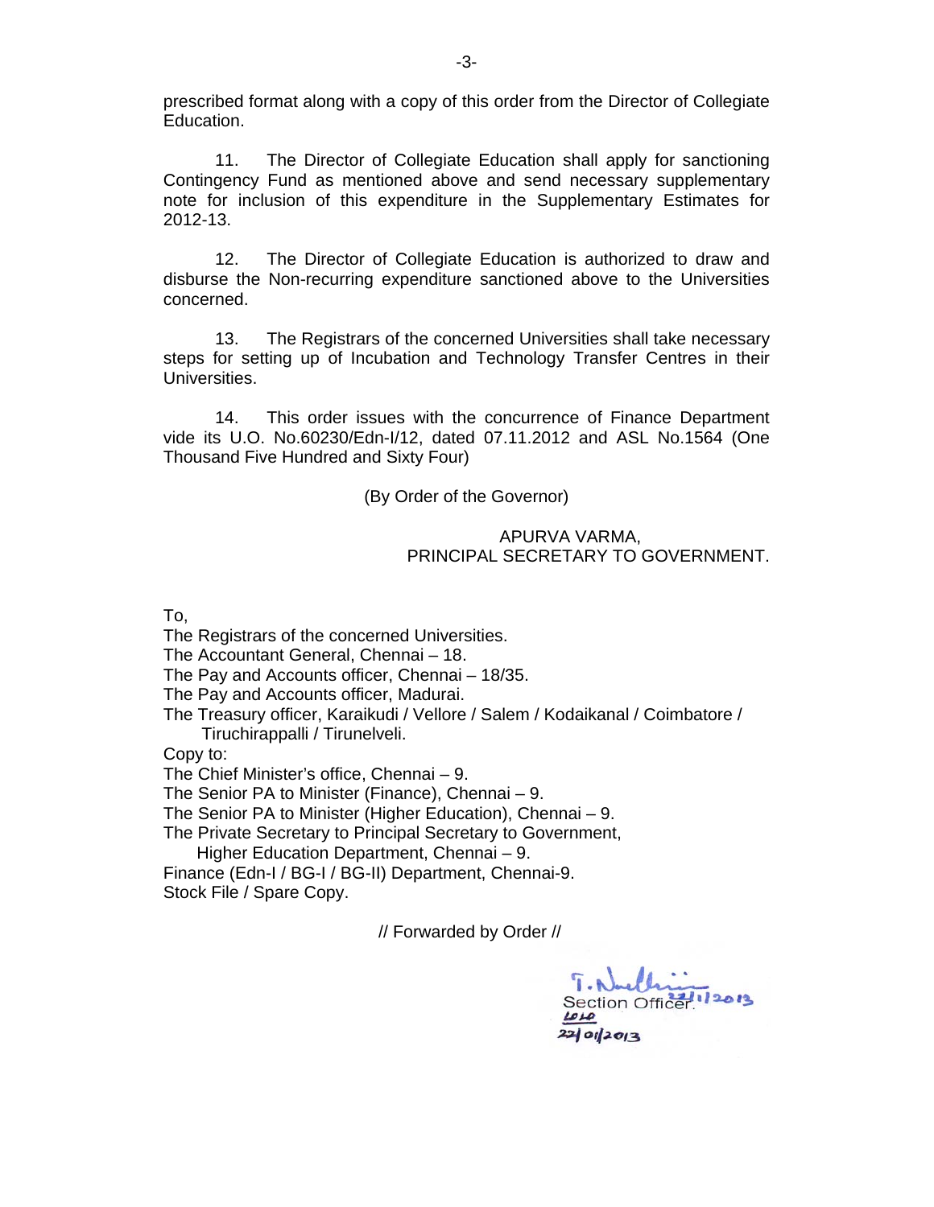prescribed format along with a copy of this order from the Director of Collegiate Education.

11. The Director of Collegiate Education shall apply for sanctioning Contingency Fund as mentioned above and send necessary supplementary note for inclusion of this expenditure in the Supplementary Estimates for 2012-13.

12. The Director of Collegiate Education is authorized to draw and disburse the Non-recurring expenditure sanctioned above to the Universities concerned.

13. The Registrars of the concerned Universities shall take necessary steps for setting up of Incubation and Technology Transfer Centres in their Universities.

14. This order issues with the concurrence of Finance Department vide its U.O. No.60230/Edn-I/12, dated 07.11.2012 and ASL No.1564 (One Thousand Five Hundred and Sixty Four)

(By Order of the Governor)

APURVA VARMA,
PRINCIPAL SECRETARY TO GOVERNMENT.

To,
The Registrars of the concerned Universities.
The Accountant General, Chennai – 18.
The Pay and Accounts officer, Chennai – 18/35.
The Pay and Accounts officer, Madurai.
The Treasury officer, Karaikudi / Vellore / Salem / Kodaikanal / Coimbatore / Tiruchirappalli / Tirunelveli.

Copy to:
The Chief Minister's office, Chennai – 9.
The Senior PA to Minister (Finance), Chennai – 9.
The Senior PA to Minister (Higher Education), Chennai – 9.
The Private Secretary to Principal Secretary to Government, Higher Education Department, Chennai – 9.
Finance (Edn-I / BG-I / BG-II) Department, Chennai-9.
Stock File / Spare Copy.

// Forwarded by Order //

Section Officer. 22/1/2013
22/01/2013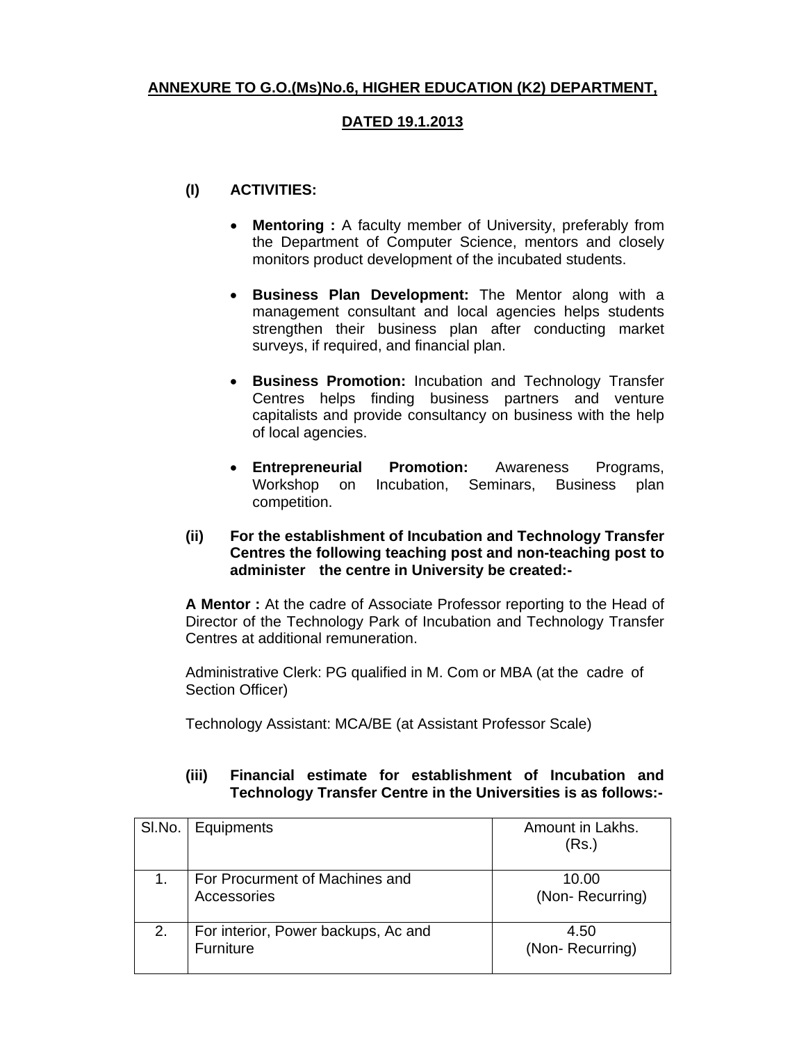**ANNEXURE TO G.O.(Ms)No.6, HIGHER EDUCATION (K2) DEPARTMENT,**

**DATED 19.1.2013**

**(I) ACTIVITIES:**

- **Mentoring :** A faculty member of University, preferably from the Department of Computer Science, mentors and closely monitors product development of the incubated students.
- **Business Plan Development:** The Mentor along with a management consultant and local agencies helps students strengthen their business plan after conducting market surveys, if required, and financial plan.
- **Business Promotion:** Incubation and Technology Transfer Centres helps finding business partners and venture capitalists and provide consultancy on business with the help of local agencies.
- **Entrepreneurial Promotion:** Awareness Programs, Workshop on Incubation, Seminars, Business plan competition.

**(ii) For the establishment of Incubation and Technology Transfer Centres the following teaching post and non-teaching post to administer the centre in University be created:-**

**A Mentor :** At the cadre of Associate Professor reporting to the Head of Director of the Technology Park of Incubation and Technology Transfer Centres at additional remuneration.

Administrative Clerk: PG qualified in M. Com or MBA (at the cadre of Section Officer)

Technology Assistant: MCA/BE (at Assistant Professor Scale)

**(iii) Financial estimate for establishment of Incubation and Technology Transfer Centre in the Universities is as follows:-**

| Sl.No. | Equipments | Amount in Lakhs. (Rs.) |
|---|---|---|
| 1. | For Procurment of Machines and Accessories | 10.00 (Non- Recurring) |
| 2. | For interior, Power backups, Ac and Furniture | 4.50 (Non- Recurring) |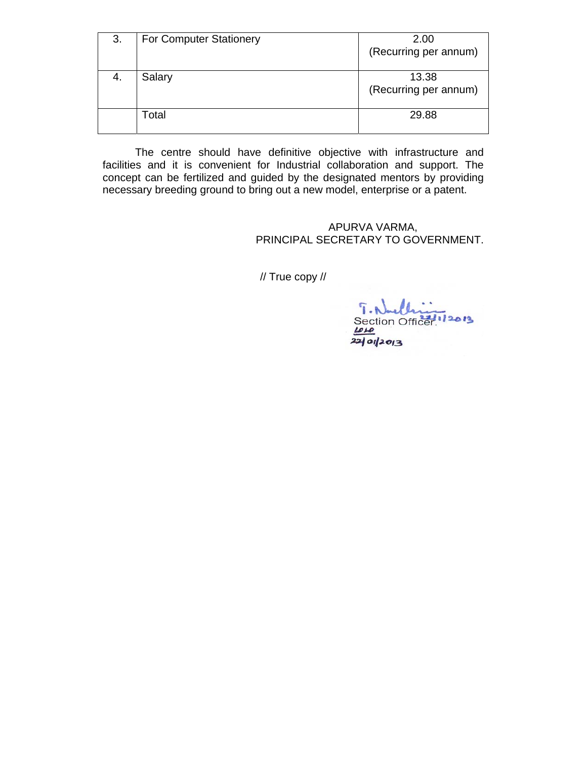| | | |
|---|---|---|
| 3. | For Computer Stationery | 2.00<br>(Recurring per annum) |
| 4. | Salary | 13.38<br>(Recurring per annum) |
| | Total | 29.88 |

The centre should have definitive objective with infrastructure and facilities and it is convenient for Industrial collaboration and support. The concept can be fertilized and guided by the designated mentors by providing necessary breeding ground to bring out a new model, enterprise or a patent.

APURVA VARMA,
PRINCIPAL SECRETARY TO GOVERNMENT.

// True copy //

Section Officer. 22/1/2013
22/01/2013